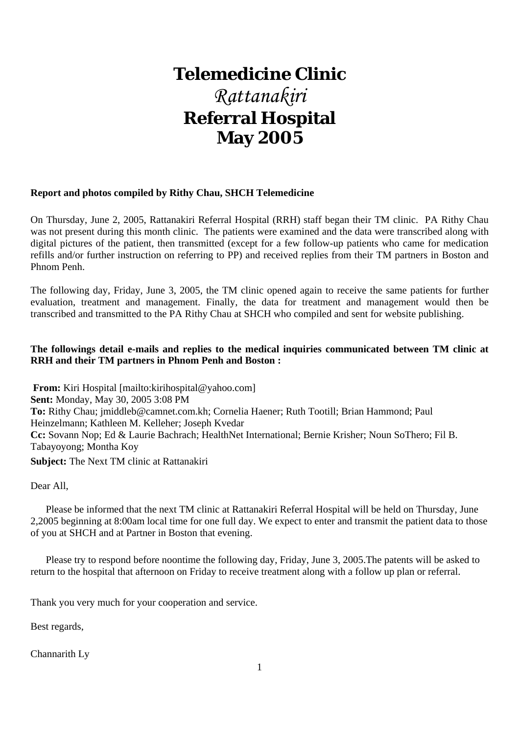# Telemedicine Clinic

## *Rattanakiri*

## Referral Hospital

## May 2005

**Report and photos compiled by Rithy Chau, SHCH Telemedicine**

On Thursday, June 2, 2005, Rattanakiri Referral Hospital (RRH) staff began their TM clinic. PA Rithy Chau was not present during this month clinic. The patients were examined and the data were transcribed along with digital pictures of the patient, then transmitted (except for a few follow-up patients who came for medication refills and/or further instruction on referring to PP) and received replies from their TM partners in Boston and Phnom Penh.

The following day, Friday, June 3, 2005, the TM clinic opened again to receive the same patients for further evaluation, treatment and management. Finally, the data for treatment and management would then be transcribed and transmitted to the PA Rithy Chau at SHCH who compiled and sent for website publishing.

**The followings detail e-mails and replies to the medical inquiries communicated between TM clinic at RRH and their TM partners in Phnom Penh and Boston :**

**From:** Kiri Hospital [mailto:kirihospital@yahoo.com]
**Sent:** Monday, May 30, 2005 3:08 PM
**To:** Rithy Chau; jmiddleb@camnet.com.kh; Cornelia Haener; Ruth Tootill; Brian Hammond; Paul Heinzelmann; Kathleen M. Kelleher; Joseph Kvedar
**Cc:** Sovann Nop; Ed & Laurie Bachrach; HealthNet International; Bernie Krisher; Noun SoThero; Fil B. Tabayoyong; Montha Koy
**Subject:** The Next TM clinic at Rattanakiri

Dear All,

Please be informed that the next TM clinic at Rattanakiri Referral Hospital will be held on Thursday, June 2,2005 beginning at 8:00am local time for one full day. We expect to enter and transmit the patient data to those of you at SHCH and at Partner in Boston that evening.

Please try to respond before noontime the following day, Friday, June 3, 2005.The patents will be asked to return to the hospital that afternoon on Friday to receive treatment along with a follow up plan or referral.

Thank you very much for your cooperation and service.

Best regards,

Channarith Ly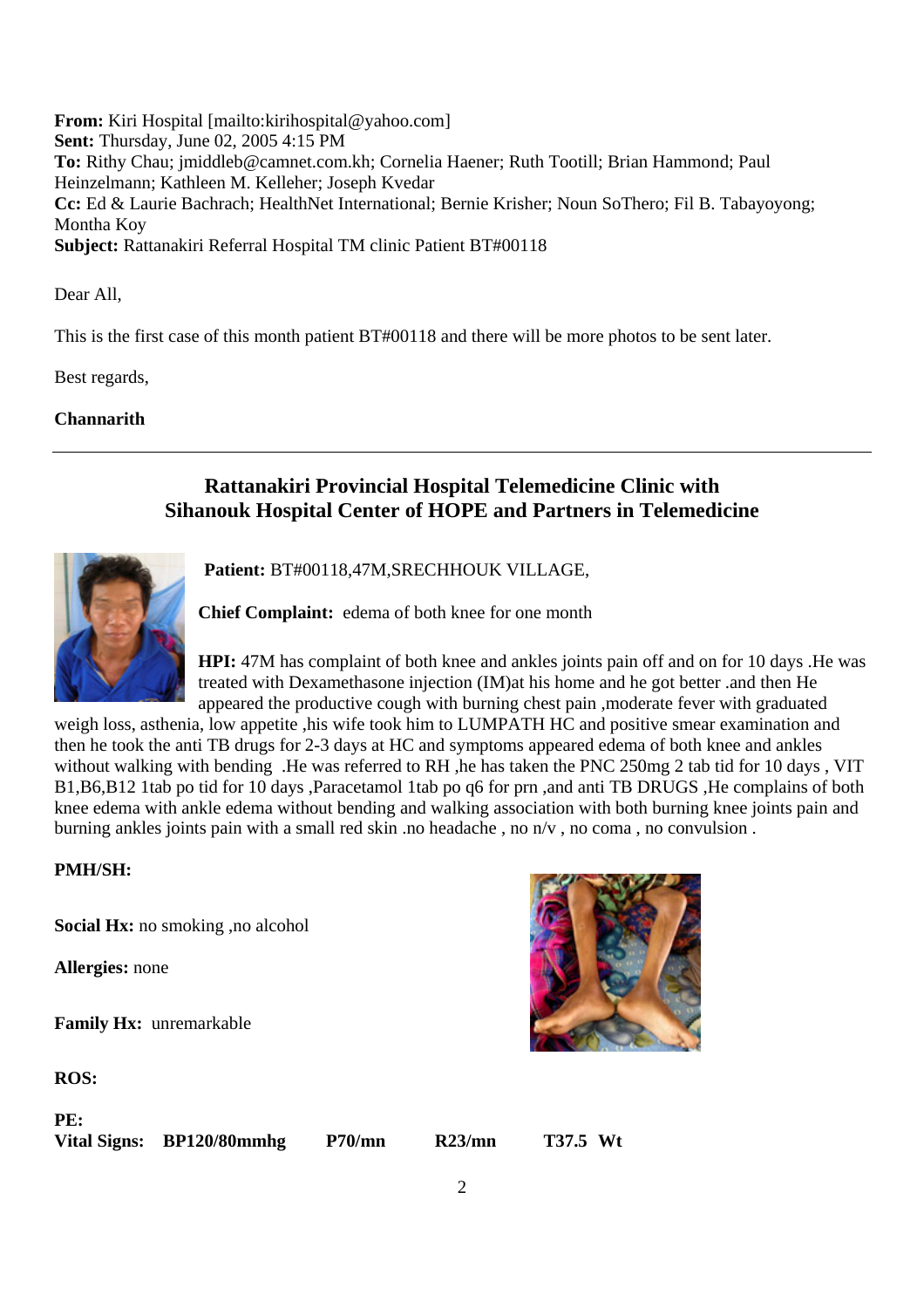**From:** Kiri Hospital [mailto:kirihospital@yahoo.com]
**Sent:** Thursday, June 02, 2005 4:15 PM
**To:** Rithy Chau; jmiddleb@camnet.com.kh; Cornelia Haener; Ruth Tootill; Brian Hammond; Paul Heinzelmann; Kathleen M. Kelleher; Joseph Kvedar
**Cc:** Ed & Laurie Bachrach; HealthNet International; Bernie Krisher; Noun SoThero; Fil B. Tabayoyong; Montha Koy
**Subject:** Rattanakiri Referral Hospital TM clinic Patient BT#00118

Dear All,

This is the first case of this month patient BT#00118 and there will be more photos to be sent later.

Best regards,

**Channarith**

---

## Rattanakiri Provincial Hospital Telemedicine Clinic with Sihanouk Hospital Center of HOPE and Partners in Telemedicine

**Patient:** BT#00118,47M,SRECHHOUK VILLAGE,

**Chief Complaint:** edema of both knee for one month

**HPI:** 47M has complaint of both knee and ankles joints pain off and on for 10 days .He was treated with Dexamethasone injection (IM)at his home and he got better .and then He appeared the productive cough with burning chest pain ,moderate fever with graduated weigh loss, asthenia, low appetite ,his wife took him to LUMPATH HC and positive smear examination and then he took the anti TB drugs for 2-3 days at HC and symptoms appeared edema of both knee and ankles without walking with bending .He was referred to RH ,he has taken the PNC 250mg 2 tab tid for 10 days , VIT B1,B6,B12 1tab po tid for 10 days ,Paracetamol 1tab po q6 for prn ,and anti TB DRUGS ,He complains of both knee edema with ankle edema without bending and walking association with both burning knee joints pain and burning ankles joints pain with a small red skin .no headache , no n/v , no coma , no convulsion .

**PMH/SH:**

**Social Hx:** no smoking ,no alcohol

**Allergies:** none

**Family Hx:** unremarkable

**ROS:**

**PE:**
**Vital Signs: BP120/80mmhg P70/mn R23/mn T37.5 Wt**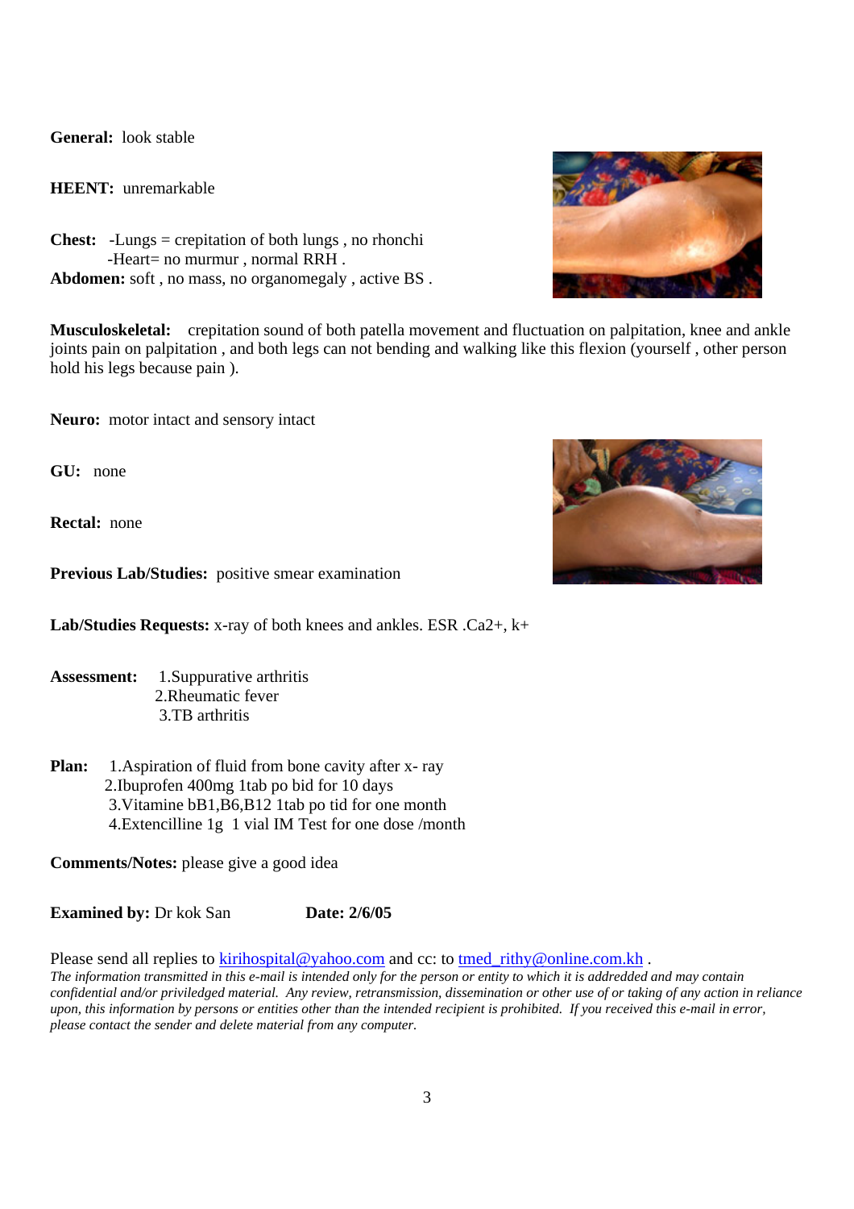**General:** look stable

**HEENT:** unremarkable

**Chest:** -Lungs = crepitation of both lungs , no rhonchi
-Heart= no murmur , normal RRH .

**Abdomen:** soft , no mass, no organomegaly , active BS .

**Musculoskeletal:** crepitation sound of both patella movement and fluctuation on palpitation, knee and ankle joints pain on palpitation , and both legs can not bending and walking like this flexion (yourself , other person hold his legs because pain ).

**Neuro:** motor intact and sensory intact

**GU:** none

**Rectal:** none

**Previous Lab/Studies:** positive smear examination

**Lab/Studies Requests:** x-ray of both knees and ankles. ESR .Ca2+, k+

**Assessment:**
1.Suppurative arthritis
2.Rheumatic fever
3.TB arthritis

**Plan:**
1.Aspiration of fluid from bone cavity after x- ray
2.Ibuprofen 400mg 1tab po bid for 10 days
3.Vitamine bB1,B6,B12 1tab po tid for one month
4.Extencilline 1g 1 vial IM Test for one dose /month

**Comments/Notes:** please give a good idea

**Examined by:** Dr kok San **Date: 2/6/05**

Please send all replies to kirihospital@yahoo.com and cc: to tmed_rithy@online.com.kh .

*The information transmitted in this e-mail is intended only for the person or entity to which it is addredded and may contain confidential and/or priviledged material. Any review, retransmission, dissemination or other use of or taking of any action in reliance upon, this information by persons or entities other than the intended recipient is prohibited. If you received this e-mail in error, please contact the sender and delete material from any computer.*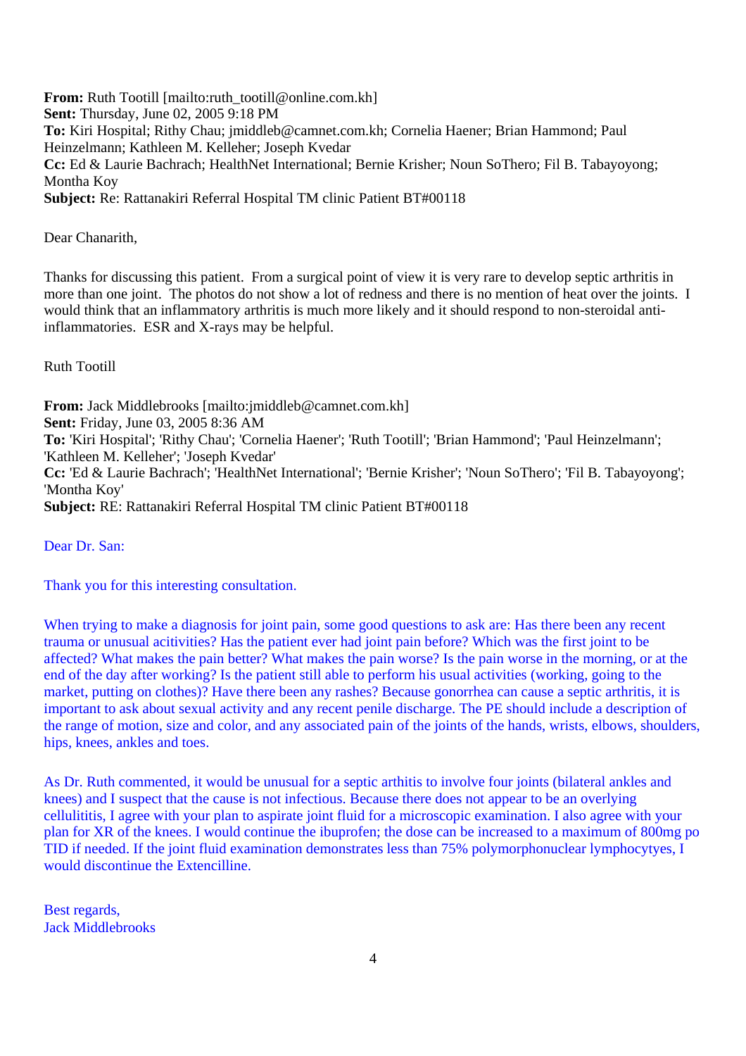**From:** Ruth Tootill [mailto:ruth_tootill@online.com.kh]
**Sent:** Thursday, June 02, 2005 9:18 PM
**To:** Kiri Hospital; Rithy Chau; jmiddleb@camnet.com.kh; Cornelia Haener; Brian Hammond; Paul Heinzelmann; Kathleen M. Kelleher; Joseph Kvedar
**Cc:** Ed & Laurie Bachrach; HealthNet International; Bernie Krisher; Noun SoThero; Fil B. Tabayoyong; Montha Koy
**Subject:** Re: Rattanakiri Referral Hospital TM clinic Patient BT#00118

Dear Chanarith,

Thanks for discussing this patient. From a surgical point of view it is very rare to develop septic arthritis in more than one joint. The photos do not show a lot of redness and there is no mention of heat over the joints. I would think that an inflammatory arthritis is much more likely and it should respond to non-steroidal anti-inflammatories. ESR and X-rays may be helpful.

Ruth Tootill

**From:** Jack Middlebrooks [mailto:jmiddleb@camnet.com.kh]
**Sent:** Friday, June 03, 2005 8:36 AM
**To:** 'Kiri Hospital'; 'Rithy Chau'; 'Cornelia Haener'; 'Ruth Tootill'; 'Brian Hammond'; 'Paul Heinzelmann'; 'Kathleen M. Kelleher'; 'Joseph Kvedar'
**Cc:** 'Ed & Laurie Bachrach'; 'HealthNet International'; 'Bernie Krisher'; 'Noun SoThero'; 'Fil B. Tabayoyong'; 'Montha Koy'
**Subject:** RE: Rattanakiri Referral Hospital TM clinic Patient BT#00118

Dear Dr. San:

Thank you for this interesting consultation.

When trying to make a diagnosis for joint pain, some good questions to ask are: Has there been any recent trauma or unusual acitivities? Has the patient ever had joint pain before? Which was the first joint to be affected? What makes the pain better? What makes the pain worse? Is the pain worse in the morning, or at the end of the day after working? Is the patient still able to perform his usual activities (working, going to the market, putting on clothes)? Have there been any rashes? Because gonorrhea can cause a septic arthritis, it is important to ask about sexual activity and any recent penile discharge. The PE should include a description of the range of motion, size and color, and any associated pain of the joints of the hands, wrists, elbows, shoulders, hips, knees, ankles and toes.

As Dr. Ruth commented, it would be unusual for a septic arthitis to involve four joints (bilateral ankles and knees) and I suspect that the cause is not infectious. Because there does not appear to be an overlying cellulititis, I agree with your plan to aspirate joint fluid for a microscopic examination. I also agree with your plan for XR of the knees. I would continue the ibuprofen; the dose can be increased to a maximum of 800mg po TID if needed. If the joint fluid examination demonstrates less than 75% polymorphonuclear lymphocytyes, I would discontinue the Extencilline.

Best regards,
Jack Middlebrooks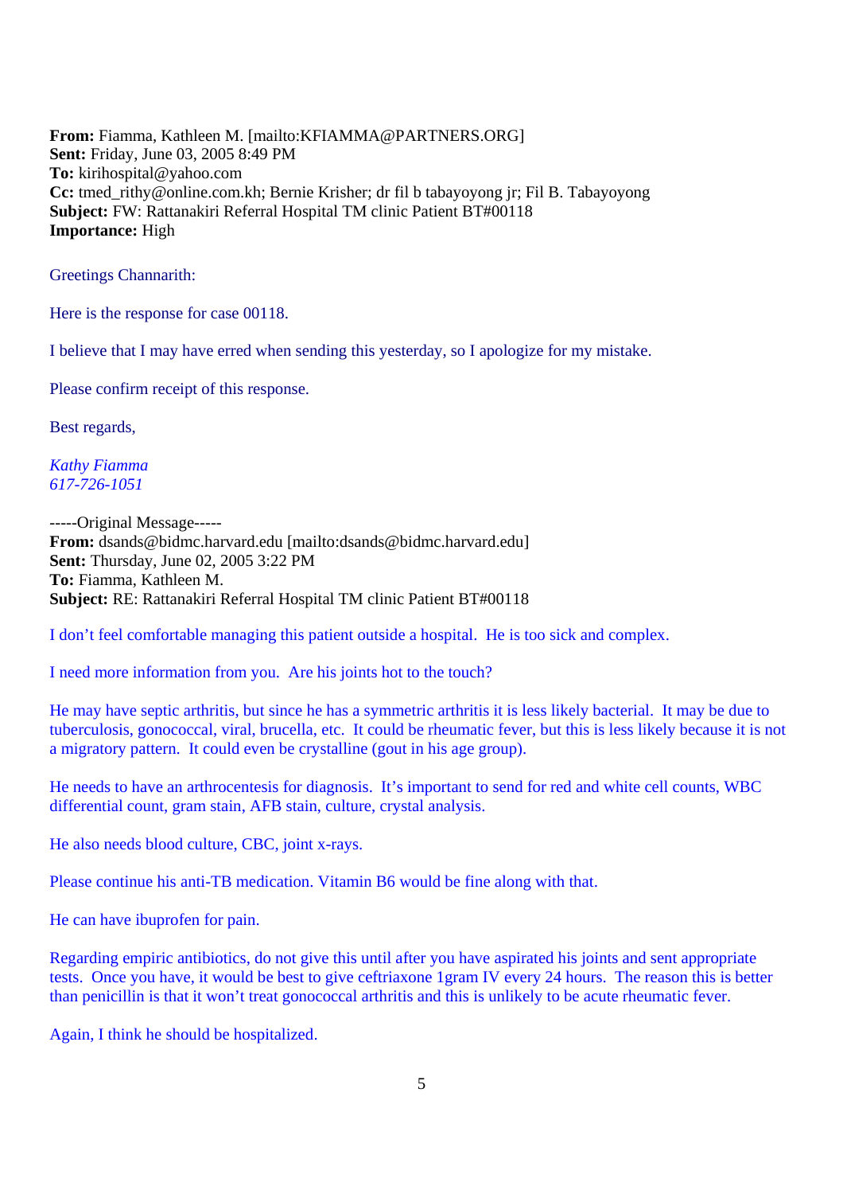**From:** Fiamma, Kathleen M. [mailto:KFIAMMA@PARTNERS.ORG]
**Sent:** Friday, June 03, 2005 8:49 PM
**To:** kirihospital@yahoo.com
**Cc:** tmed_rithy@online.com.kh; Bernie Krisher; dr fil b tabayoyong jr; Fil B. Tabayoyong
**Subject:** FW: Rattanakiri Referral Hospital TM clinic Patient BT#00118
**Importance:** High

Greetings Channarith:

Here is the response for case 00118.

I believe that I may have erred when sending this yesterday, so I apologize for my mistake.

Please confirm receipt of this response.

Best regards,

*Kathy Fiamma*
*617-726-1051*

-----Original Message-----
**From:** dsands@bidmc.harvard.edu [mailto:dsands@bidmc.harvard.edu]
**Sent:** Thursday, June 02, 2005 3:22 PM
**To:** Fiamma, Kathleen M.
**Subject:** RE: Rattanakiri Referral Hospital TM clinic Patient BT#00118

I don't feel comfortable managing this patient outside a hospital. He is too sick and complex.

I need more information from you. Are his joints hot to the touch?

He may have septic arthritis, but since he has a symmetric arthritis it is less likely bacterial. It may be due to tuberculosis, gonococcal, viral, brucella, etc. It could be rheumatic fever, but this is less likely because it is not a migratory pattern. It could even be crystalline (gout in his age group).

He needs to have an arthrocentesis for diagnosis. It's important to send for red and white cell counts, WBC differential count, gram stain, AFB stain, culture, crystal analysis.

He also needs blood culture, CBC, joint x-rays.

Please continue his anti-TB medication. Vitamin B6 would be fine along with that.

He can have ibuprofen for pain.

Regarding empiric antibiotics, do not give this until after you have aspirated his joints and sent appropriate tests. Once you have, it would be best to give ceftriaxone 1gram IV every 24 hours. The reason this is better than penicillin is that it won't treat gonococcal arthritis and this is unlikely to be acute rheumatic fever.

Again, I think he should be hospitalized.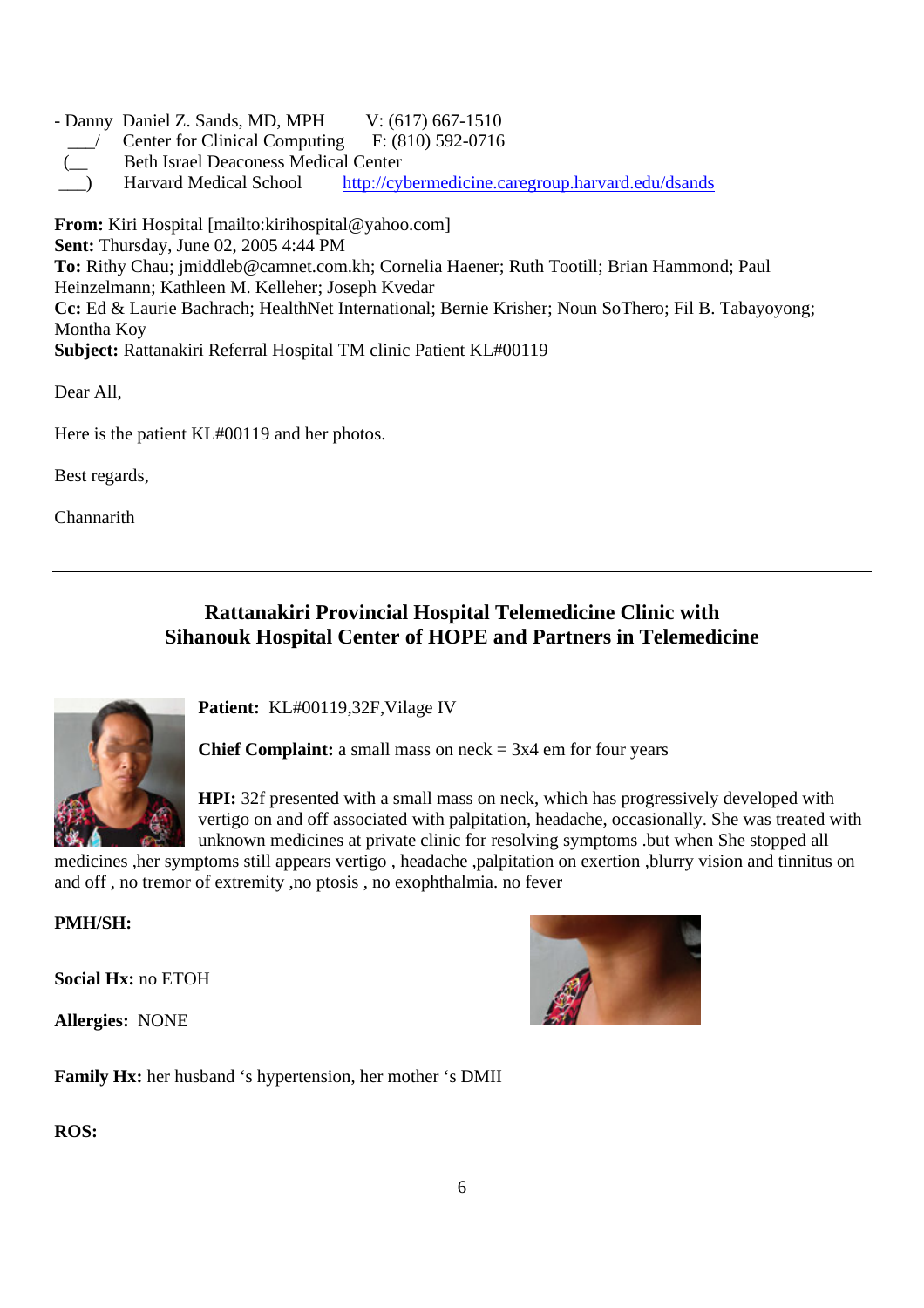- Danny  Daniel Z. Sands, MD, MPH    V: (617) 667-1510
 ___/   Center for Clinical Computing    F: (810) 592-0716
(__    Beth Israel Deaconess Medical Center
 ___)   Harvard Medical School    http://cybermedicine.caregroup.harvard.edu/dsands

**From:** Kiri Hospital [mailto:kirihospital@yahoo.com]
**Sent:** Thursday, June 02, 2005 4:44 PM
**To:** Rithy Chau; jmiddleb@camnet.com.kh; Cornelia Haener; Ruth Tootill; Brian Hammond; Paul Heinzelmann; Kathleen M. Kelleher; Joseph Kvedar
**Cc:** Ed & Laurie Bachrach; HealthNet International; Bernie Krisher; Noun SoThero; Fil B. Tabayoyong; Montha Koy
**Subject:** Rattanakiri Referral Hospital TM clinic Patient KL#00119

Dear All,

Here is the patient KL#00119 and her photos.

Best regards,

Channarith

---

## Rattanakiri Provincial Hospital Telemedicine Clinic with Sihanouk Hospital Center of HOPE and Partners in Telemedicine

**Patient:** KL#00119,32F,Vilage IV

**Chief Complaint:** a small mass on neck = 3x4 em for four years

**HPI:** 32f presented with a small mass on neck, which has progressively developed with vertigo on and off associated with palpitation, headache, occasionally. She was treated with unknown medicines at private clinic for resolving symptoms .but when She stopped all medicines ,her symptoms still appears vertigo , headache ,palpitation on exertion ,blurry vision and tinnitus on and off , no tremor of extremity ,no ptosis , no exophthalmia. no fever

**PMH/SH:**

**Social Hx:** no ETOH

**Allergies:** NONE

**Family Hx:** her husband 's hypertension, her mother 's DMII

**ROS:**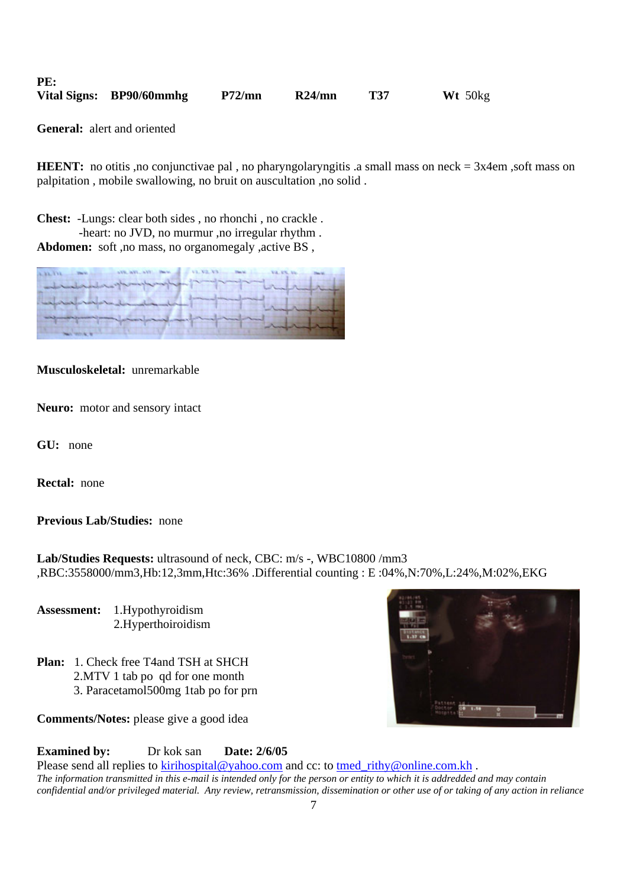**PE:**

**Vital Signs:** **BP90/60mmhg** **P72/mn** **R24/mn** **T37** **Wt** 50kg

**General:** alert and oriented

**HEENT:** no otitis ,no conjunctivae pal , no pharyngolaryngitis .a small mass on neck = 3x4em ,soft mass on palpitation , mobile swallowing, no bruit on auscultation ,no solid .

**Chest:** -Lungs: clear both sides , no rhonchi , no crackle .
-heart: no JVD, no murmur ,no irregular rhythm .

**Abdomen:** soft ,no mass, no organomegaly ,active BS ,

**Musculoskeletal:** unremarkable

**Neuro:** motor and sensory intact

**GU:** none

**Rectal:** none

**Previous Lab/Studies:** none

**Lab/Studies Requests:** ultrasound of neck, CBC: m/s -, WBC10800 /mm3 ,RBC:3558000/mm3,Hb:12,3mm,Htc:36% .Differential counting : E :04%,N:70%,L:24%,M:02%,EKG

**Assessment:** 1.Hypothyroidism
2.Hyperthoiroidism

**Plan:** 1. Check free T4and TSH at SHCH
2.MTV 1 tab po qd for one month
3. Paracetamol500mg 1tab po for prn

**Comments/Notes:** please give a good idea

**Examined by:** Dr kok san **Date: 2/6/05**

Please send all replies to kirihospital@yahoo.com and cc: to tmed_rithy@online.com.kh .

*The information transmitted in this e-mail is intended only for the person or entity to which it is addredded and may contain confidential and/or privileged material. Any review, retransmission, dissemination or other use of or taking of any action in reliance*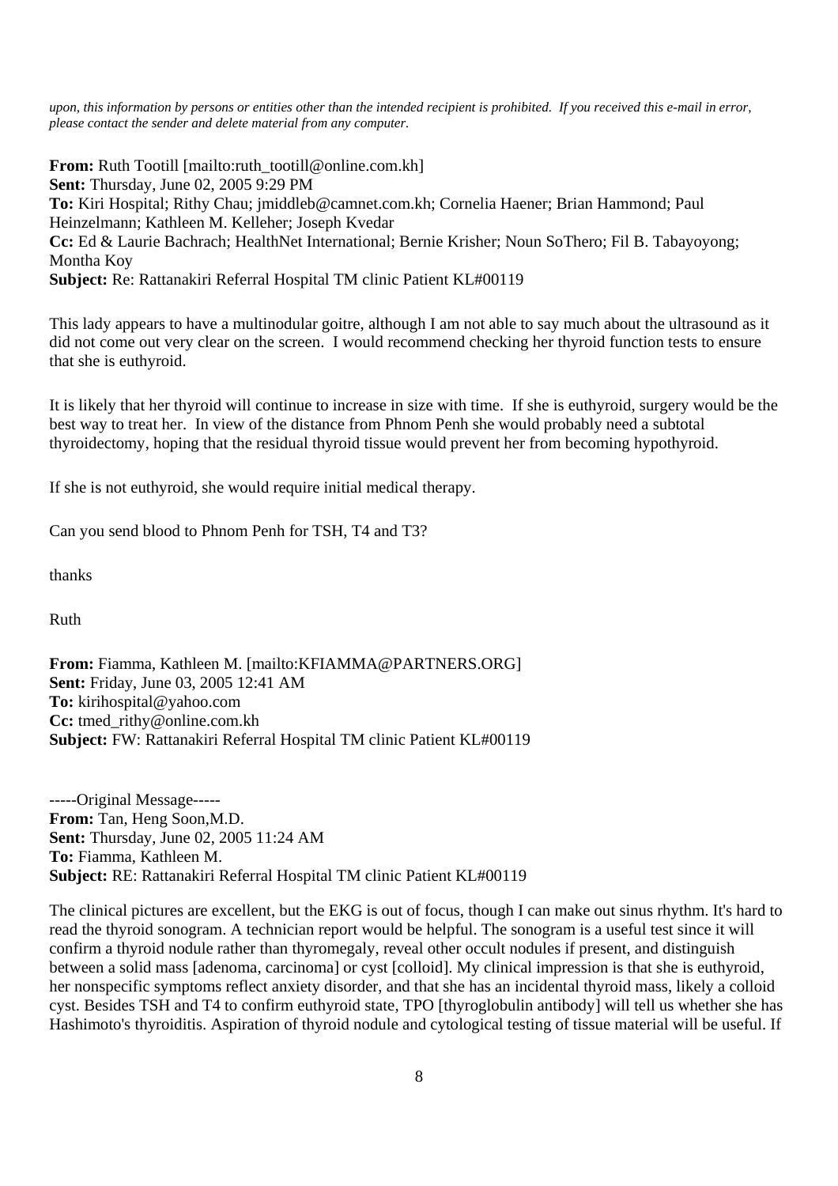*upon, this information by persons or entities other than the intended recipient is prohibited. If you received this e-mail in error, please contact the sender and delete material from any computer.*

**From:** Ruth Tootill [mailto:ruth_tootill@online.com.kh]
**Sent:** Thursday, June 02, 2005 9:29 PM
**To:** Kiri Hospital; Rithy Chau; jmiddleb@camnet.com.kh; Cornelia Haener; Brian Hammond; Paul Heinzelmann; Kathleen M. Kelleher; Joseph Kvedar
**Cc:** Ed & Laurie Bachrach; HealthNet International; Bernie Krisher; Noun SoThero; Fil B. Tabayoyong; Montha Koy
**Subject:** Re: Rattanakiri Referral Hospital TM clinic Patient KL#00119

This lady appears to have a multinodular goitre, although I am not able to say much about the ultrasound as it did not come out very clear on the screen. I would recommend checking her thyroid function tests to ensure that she is euthyroid.

It is likely that her thyroid will continue to increase in size with time. If she is euthyroid, surgery would be the best way to treat her. In view of the distance from Phnom Penh she would probably need a subtotal thyroidectomy, hoping that the residual thyroid tissue would prevent her from becoming hypothyroid.

If she is not euthyroid, she would require initial medical therapy.

Can you send blood to Phnom Penh for TSH, T4 and T3?

thanks

Ruth

**From:** Fiamma, Kathleen M. [mailto:KFIAMMA@PARTNERS.ORG]
**Sent:** Friday, June 03, 2005 12:41 AM
**To:** kirihospital@yahoo.com
**Cc:** tmed_rithy@online.com.kh
**Subject:** FW: Rattanakiri Referral Hospital TM clinic Patient KL#00119

-----Original Message-----
**From:** Tan, Heng Soon,M.D.
**Sent:** Thursday, June 02, 2005 11:24 AM
**To:** Fiamma, Kathleen M.
**Subject:** RE: Rattanakiri Referral Hospital TM clinic Patient KL#00119

The clinical pictures are excellent, but the EKG is out of focus, though I can make out sinus rhythm. It's hard to read the thyroid sonogram. A technician report would be helpful. The sonogram is a useful test since it will confirm a thyroid nodule rather than thyromegaly, reveal other occult nodules if present, and distinguish between a solid mass [adenoma, carcinoma] or cyst [colloid]. My clinical impression is that she is euthyroid, her nonspecific symptoms reflect anxiety disorder, and that she has an incidental thyroid mass, likely a colloid cyst. Besides TSH and T4 to confirm euthyroid state, TPO [thyroglobulin antibody] will tell us whether she has Hashimoto's thyroiditis. Aspiration of thyroid nodule and cytological testing of tissue material will be useful. If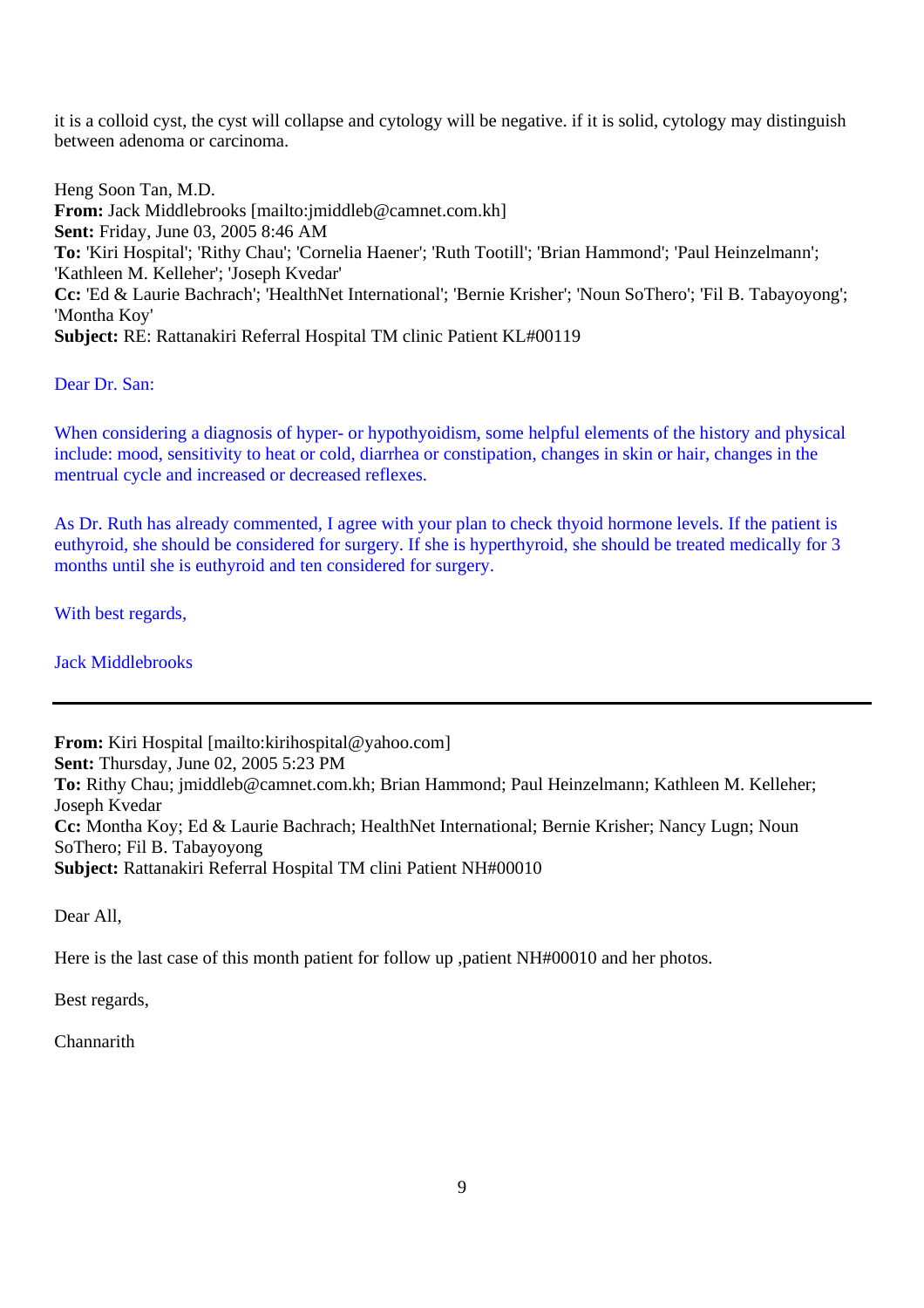it is a colloid cyst, the cyst will collapse and cytology will be negative. if it is solid, cytology may distinguish between adenoma or carcinoma.

Heng Soon Tan, M.D.
**From:** Jack Middlebrooks [mailto:jmiddleb@camnet.com.kh]
**Sent:** Friday, June 03, 2005 8:46 AM
**To:** 'Kiri Hospital'; 'Rithy Chau'; 'Cornelia Haener'; 'Ruth Tootill'; 'Brian Hammond'; 'Paul Heinzelmann'; 'Kathleen M. Kelleher'; 'Joseph Kvedar'
**Cc:** 'Ed & Laurie Bachrach'; 'HealthNet International'; 'Bernie Krisher'; 'Noun SoThero'; 'Fil B. Tabayoyong'; 'Montha Koy'
**Subject:** RE: Rattanakiri Referral Hospital TM clinic Patient KL#00119

Dear Dr. San:

When considering a diagnosis of hyper- or hypothyoidism, some helpful elements of the history and physical include: mood, sensitivity to heat or cold, diarrhea or constipation, changes in skin or hair, changes in the mentrual cycle and increased or decreased reflexes.

As Dr. Ruth has already commented, I agree with your plan to check thyoid hormone levels. If the patient is euthyroid, she should be considered for surgery. If she is hyperthyroid, she should be treated medically for 3 months until she is euthyroid and ten considered for surgery.

With best regards,

Jack Middlebrooks

---

**From:** Kiri Hospital [mailto:kirihospital@yahoo.com]
**Sent:** Thursday, June 02, 2005 5:23 PM
**To:** Rithy Chau; jmiddleb@camnet.com.kh; Brian Hammond; Paul Heinzelmann; Kathleen M. Kelleher; Joseph Kvedar
**Cc:** Montha Koy; Ed & Laurie Bachrach; HealthNet International; Bernie Krisher; Nancy Lugn; Noun SoThero; Fil B. Tabayoyong
**Subject:** Rattanakiri Referral Hospital TM clini Patient NH#00010

Dear All,

Here is the last case of this month patient for follow up ,patient NH#00010 and her photos.

Best regards,

Channarith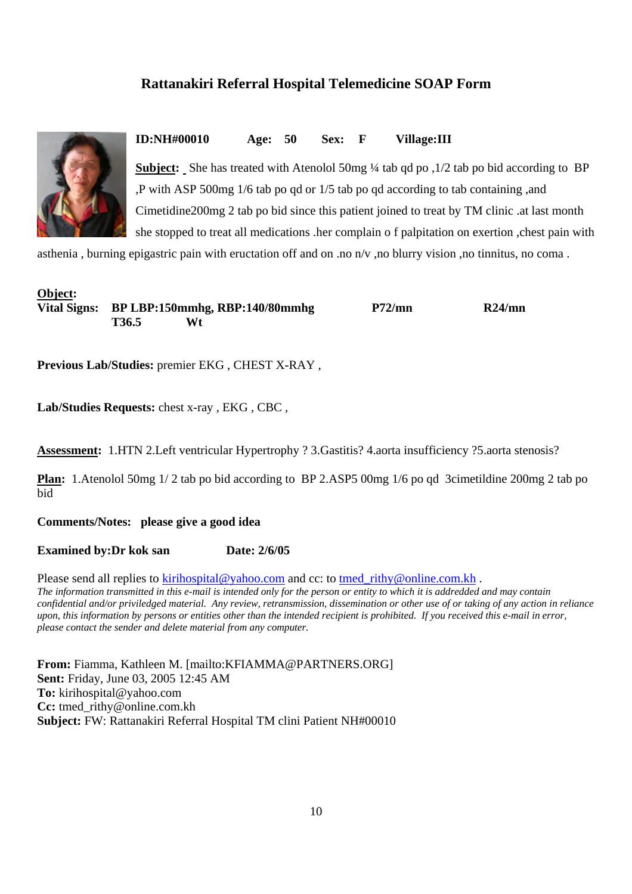## Rattanakiri Referral Hospital Telemedicine SOAP Form

**ID:NH#00010** **Age: 50** **Sex: F** **Village:III**

**Subject:** She has treated with Atenolol 50mg ¼ tab qd po ,1/2 tab po bid according to BP ,P with ASP 500mg 1/6 tab po qd or 1/5 tab po qd according to tab containing ,and Cimetidine200mg 2 tab po bid since this patient joined to treat by TM clinic .at last month she stopped to treat all medications .her complain o f palpitation on exertion ,chest pain with asthenia , burning epigastric pain with eructation off and on .no n/v ,no blurry vision ,no tinnitus, no coma .

**Object:**
**Vital Signs:** **BP LBP:150mmhg, RBP:140/80mmhg** **P72/mn** **R24/mn**
**T36.5** **Wt**

**Previous Lab/Studies:** premier EKG , CHEST X-RAY ,

**Lab/Studies Requests:** chest x-ray , EKG , CBC ,

**Assessment:** 1.HTN 2.Left ventricular Hypertrophy ? 3.Gastitis? 4.aorta insufficiency ?5.aorta stenosis?

**Plan:** 1.Atenolol 50mg 1/ 2 tab po bid according to BP 2.ASP5 00mg 1/6 po qd 3cimetildine 200mg 2 tab po bid

**Comments/Notes: please give a good idea**

**Examined by:Dr kok san** **Date: 2/6/05**

Please send all replies to kirihospital@yahoo.com and cc: to tmed_rithy@online.com.kh .

*The information transmitted in this e-mail is intended only for the person or entity to which it is addredded and may contain confidential and/or priviledged material. Any review, retransmission, dissemination or other use of or taking of any action in reliance upon, this information by persons or entities other than the intended recipient is prohibited. If you received this e-mail in error, please contact the sender and delete material from any computer.*

**From:** Fiamma, Kathleen M. [mailto:KFIAMMA@PARTNERS.ORG]
**Sent:** Friday, June 03, 2005 12:45 AM
**To:** kirihospital@yahoo.com
**Cc:** tmed_rithy@online.com.kh
**Subject:** FW: Rattanakiri Referral Hospital TM clini Patient NH#00010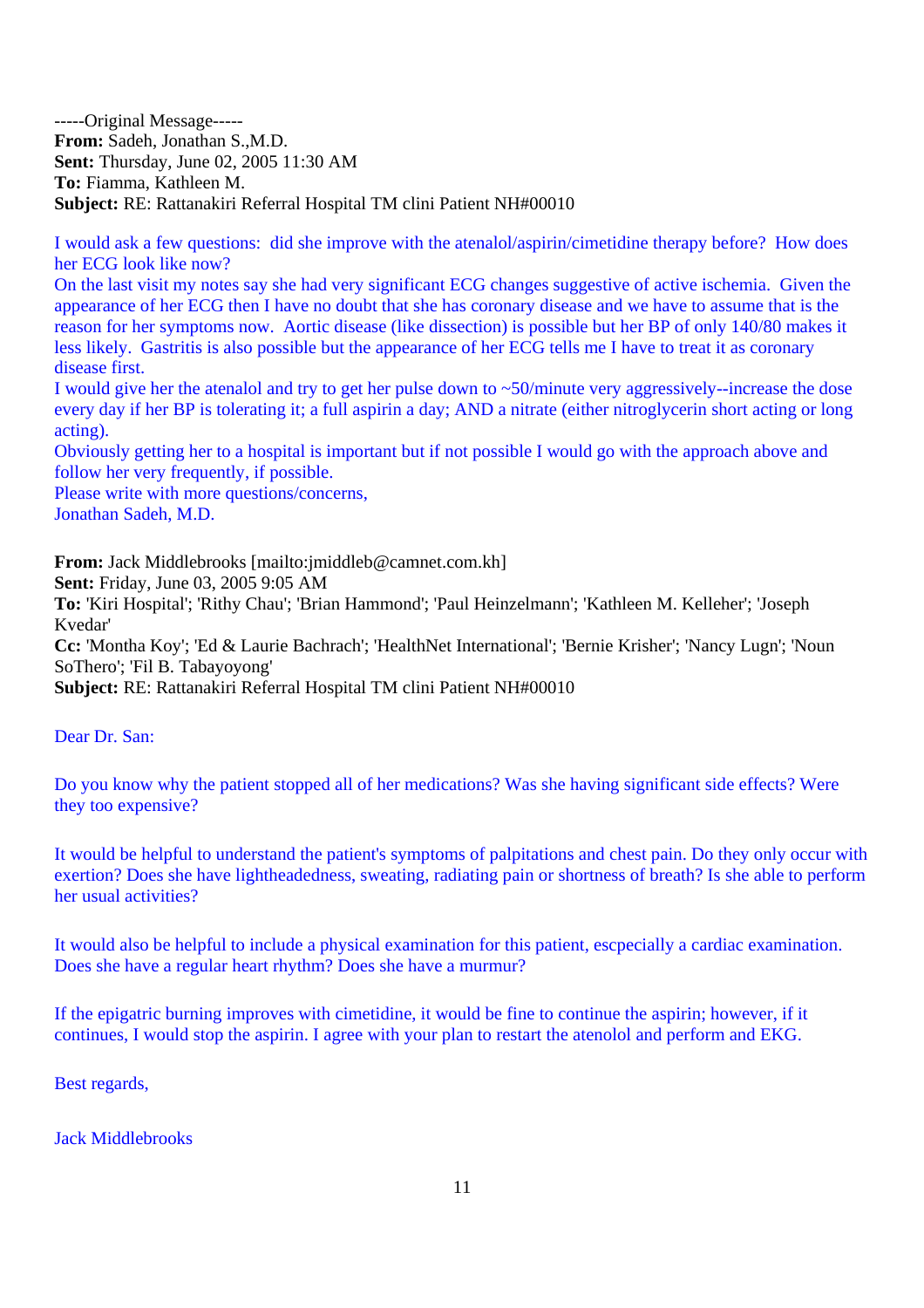-----Original Message-----
**From:** Sadeh, Jonathan S.,M.D.
**Sent:** Thursday, June 02, 2005 11:30 AM
**To:** Fiamma, Kathleen M.
**Subject:** RE: Rattanakiri Referral Hospital TM clini Patient NH#00010

I would ask a few questions: did she improve with the atenalol/aspirin/cimetidine therapy before? How does her ECG look like now?
On the last visit my notes say she had very significant ECG changes suggestive of active ischemia. Given the appearance of her ECG then I have no doubt that she has coronary disease and we have to assume that is the reason for her symptoms now. Aortic disease (like dissection) is possible but her BP of only 140/80 makes it less likely. Gastritis is also possible but the appearance of her ECG tells me I have to treat it as coronary disease first.
I would give her the atenalol and try to get her pulse down to ~50/minute very aggressively--increase the dose every day if her BP is tolerating it; a full aspirin a day; AND a nitrate (either nitroglycerin short acting or long acting).
Obviously getting her to a hospital is important but if not possible I would go with the approach above and follow her very frequently, if possible.
Please write with more questions/concerns,
Jonathan Sadeh, M.D.

**From:** Jack Middlebrooks [mailto:jmiddleb@camnet.com.kh]
**Sent:** Friday, June 03, 2005 9:05 AM
**To:** 'Kiri Hospital'; 'Rithy Chau'; 'Brian Hammond'; 'Paul Heinzelmann'; 'Kathleen M. Kelleher'; 'Joseph Kvedar'
**Cc:** 'Montha Koy'; 'Ed & Laurie Bachrach'; 'HealthNet International'; 'Bernie Krisher'; 'Nancy Lugn'; 'Noun SoThero'; 'Fil B. Tabayoyong'
**Subject:** RE: Rattanakiri Referral Hospital TM clini Patient NH#00010

Dear Dr. San:

Do you know why the patient stopped all of her medications? Was she having significant side effects? Were they too expensive?

It would be helpful to understand the patient's symptoms of palpitations and chest pain. Do they only occur with exertion? Does she have lightheadedness, sweating, radiating pain or shortness of breath? Is she able to perform her usual activities?

It would also be helpful to include a physical examination for this patient, escpecially a cardiac examination. Does she have a regular heart rhythm? Does she have a murmur?

If the epigatric burning improves with cimetidine, it would be fine to continue the aspirin; however, if it continues, I would stop the aspirin. I agree with your plan to restart the atenolol and perform and EKG.

Best regards,

Jack Middlebrooks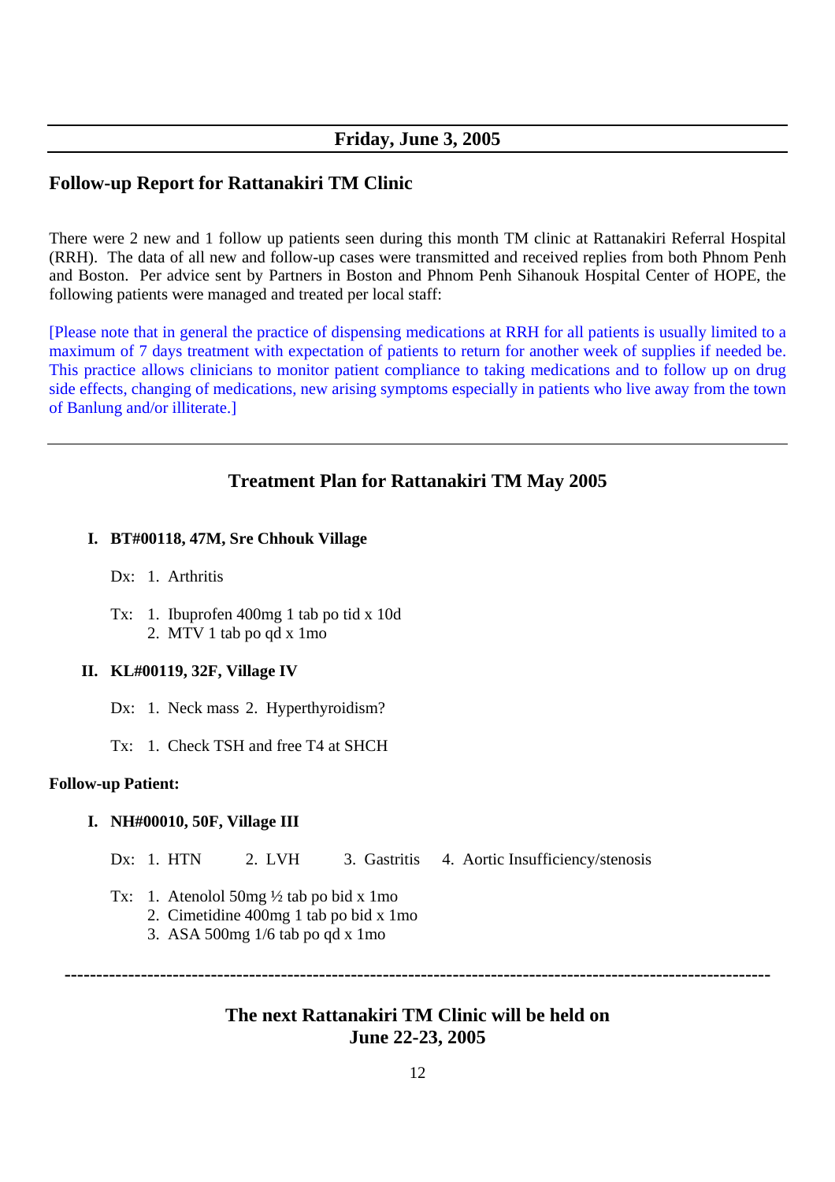## Friday, June 3, 2005

### Follow-up Report for Rattanakiri TM Clinic

There were 2 new and 1 follow up patients seen during this month TM clinic at Rattanakiri Referral Hospital (RRH). The data of all new and follow-up cases were transmitted and received replies from both Phnom Penh and Boston. Per advice sent by Partners in Boston and Phnom Penh Sihanouk Hospital Center of HOPE, the following patients were managed and treated per local staff:

[Please note that in general the practice of dispensing medications at RRH for all patients is usually limited to a maximum of 7 days treatment with expectation of patients to return for another week of supplies if needed be. This practice allows clinicians to monitor patient compliance to taking medications and to follow up on drug side effects, changing of medications, new arising symptoms especially in patients who live away from the town of Banlung and/or illiterate.]

---

## Treatment Plan for Rattanakiri TM May 2005

**I. BT#00118, 47M, Sre Chhouk Village**

Dx: 1. Arthritis

Tx: 1. Ibuprofen 400mg 1 tab po tid x 10d
2. MTV 1 tab po qd x 1mo

**II. KL#00119, 32F, Village IV**

Dx: 1. Neck mass 2. Hyperthyroidism?

Tx: 1. Check TSH and free T4 at SHCH

**Follow-up Patient:**

**I. NH#00010, 50F, Village III**

Dx: 1. HTN 2. LVH 3. Gastritis 4. Aortic Insufficiency/stenosis

Tx: 1. Atenolol 50mg ½ tab po bid x 1mo
2. Cimetidine 400mg 1 tab po bid x 1mo
3. ASA 500mg 1/6 tab po qd x 1mo

---

**The next Rattanakiri TM Clinic will be held on June 22-23, 2005**